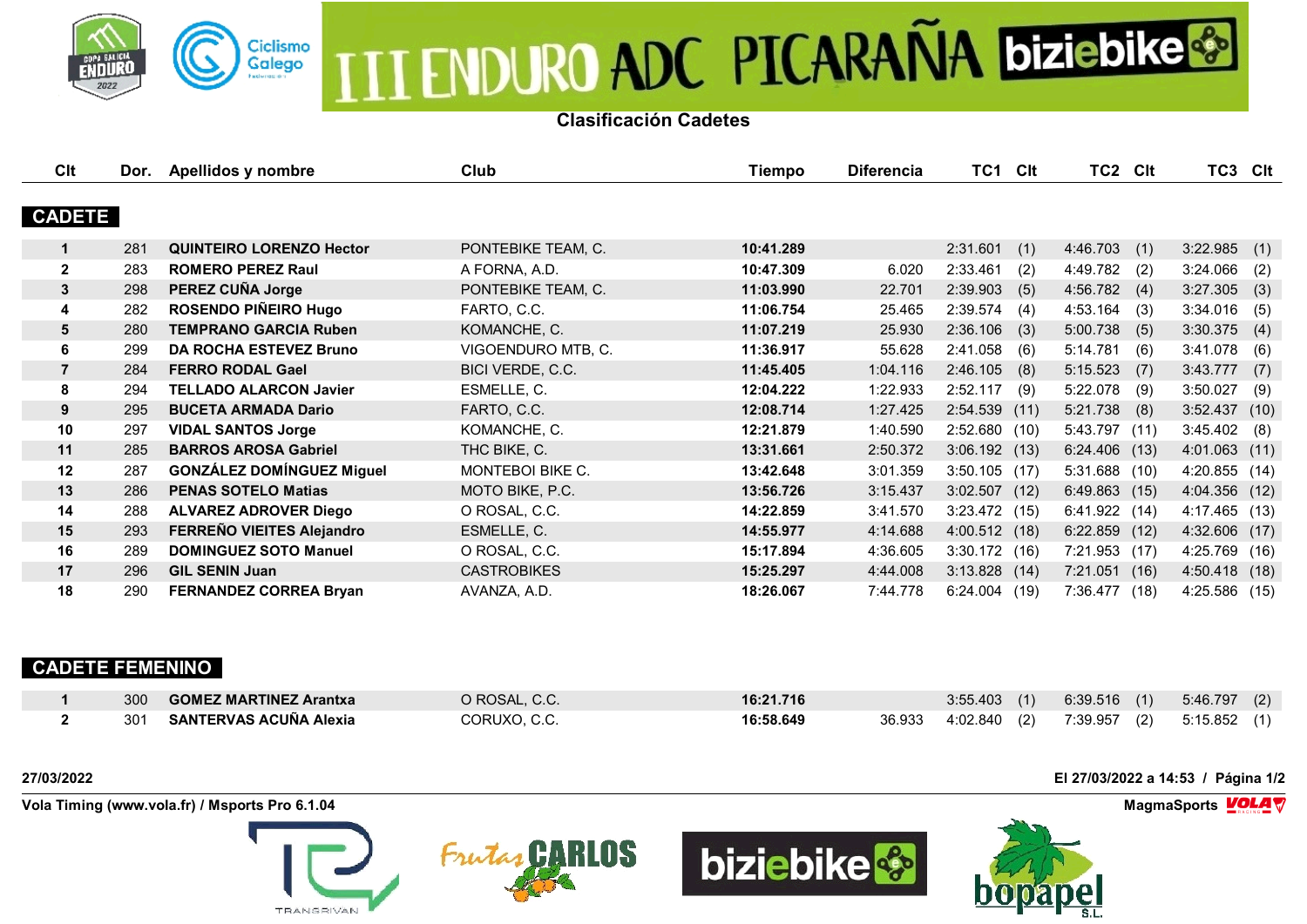# III ENDURO ADC PICARAÑA biziebike

**Clasificación Cadetes**

| Clt | Dor. | Apellidos y nombre | Club | Tiempo | Diferencia | TC1 | Clt | TC2 | Clt | TC3 | Clt |
|---|---|---|---|---|---|---|---|---|---|---|---|
| **CADETE** | | | | | | | | | | | |
| 1 | 281 | **QUINTEIRO LORENZO Hector** | PONTEBIKE TEAM, C. | **10:41.289** | | 2:31.601 | (1) | 4:46.703 | (1) | 3:22.985 | (1) |
| 2 | 283 | **ROMERO PEREZ Raul** | A FORNA, A.D. | **10:47.309** | 6.020 | 2:33.461 | (2) | 4:49.782 | (2) | 3:24.066 | (2) |
| 3 | 298 | **PEREZ CUÑA Jorge** | PONTEBIKE TEAM, C. | **11:03.990** | 22.701 | 2:39.903 | (5) | 4:56.782 | (4) | 3:27.305 | (3) |
| 4 | 282 | **ROSENDO PIÑEIRO Hugo** | FARTO, C.C. | **11:06.754** | 25.465 | 2:39.574 | (4) | 4:53.164 | (3) | 3:34.016 | (5) |
| 5 | 280 | **TEMPRANO GARCIA Ruben** | KOMANCHE, C. | **11:07.219** | 25.930 | 2:36.106 | (3) | 5:00.738 | (5) | 3:30.375 | (4) |
| 6 | 299 | **DA ROCHA ESTEVEZ Bruno** | VIGOENDURO MTB, C. | **11:36.917** | 55.628 | 2:41.058 | (6) | 5:14.781 | (6) | 3:41.078 | (6) |
| 7 | 284 | **FERRO RODAL Gael** | BICI VERDE, C.C. | **11:45.405** | 1:04.116 | 2:46.105 | (8) | 5:15.523 | (7) | 3:43.777 | (7) |
| 8 | 294 | **TELLADO ALARCON Javier** | ESMELLE, C. | **12:04.222** | 1:22.933 | 2:52.117 | (9) | 5:22.078 | (9) | 3:50.027 | (9) |
| 9 | 295 | **BUCETA ARMADA Dario** | FARTO, C.C. | **12:08.714** | 1:27.425 | 2:54.539 | (11) | 5:21.738 | (8) | 3:52.437 | (10) |
| 10 | 297 | **VIDAL SANTOS Jorge** | KOMANCHE, C. | **12:21.879** | 1:40.590 | 2:52.680 | (10) | 5:43.797 | (11) | 3:45.402 | (8) |
| 11 | 285 | **BARROS AROSA Gabriel** | THC BIKE, C. | **13:31.661** | 2:50.372 | 3:06.192 | (13) | 6:24.406 | (13) | 4:01.063 | (11) |
| 12 | 287 | **GONZÁLEZ DOMÍNGUEZ Miguel** | MONTEBOI BIKE C. | **13:42.648** | 3:01.359 | 3:50.105 | (17) | 5:31.688 | (10) | 4:20.855 | (14) |
| 13 | 286 | **PENAS SOTELO Matias** | MOTO BIKE, P.C. | **13:56.726** | 3:15.437 | 3:02.507 | (12) | 6:49.863 | (15) | 4:04.356 | (12) |
| 14 | 288 | **ALVAREZ ADROVER Diego** | O ROSAL, C.C. | **14:22.859** | 3:41.570 | 3:23.472 | (15) | 6:41.922 | (14) | 4:17.465 | (13) |
| 15 | 293 | **FERREÑO VIEITES Alejandro** | ESMELLE, C. | **14:55.977** | 4:14.688 | 4:00.512 | (18) | 6:22.859 | (12) | 4:32.606 | (17) |
| 16 | 289 | **DOMINGUEZ SOTO Manuel** | O ROSAL, C.C. | **15:17.894** | 4:36.605 | 3:30.172 | (16) | 7:21.953 | (17) | 4:25.769 | (16) |
| 17 | 296 | **GIL SENIN Juan** | CASTROBIKES | **15:25.297** | 4:44.008 | 3:13.828 | (14) | 7:21.051 | (16) | 4:50.418 | (18) |
| 18 | 290 | **FERNANDEZ CORREA Bryan** | AVANZA, A.D. | **18:26.067** | 7:44.778 | 6:24.004 | (19) | 7:36.477 | (18) | 4:25.586 | (15) |
| **CADETE FEMENINO** | | | | | | | | | | | |
| 1 | 300 | **GOMEZ MARTINEZ Arantxa** | O ROSAL, C.C. | **16:21.716** | | 3:55.403 | (1) | 6:39.516 | (1) | 5:46.797 | (2) |
| 2 | 301 | **SANTERVAS ACUÑA Alexia** | CORUXO, C.C. | **16:58.649** | 36.933 | 4:02.840 | (2) | 7:39.957 | (2) | 5:15.852 | (1) |

**27/03/2022** **El 27/03/2022 a 14:53**

**Vola Timing (www.vola.fr) / Msports Pro 6.1.04** **MagmaSports**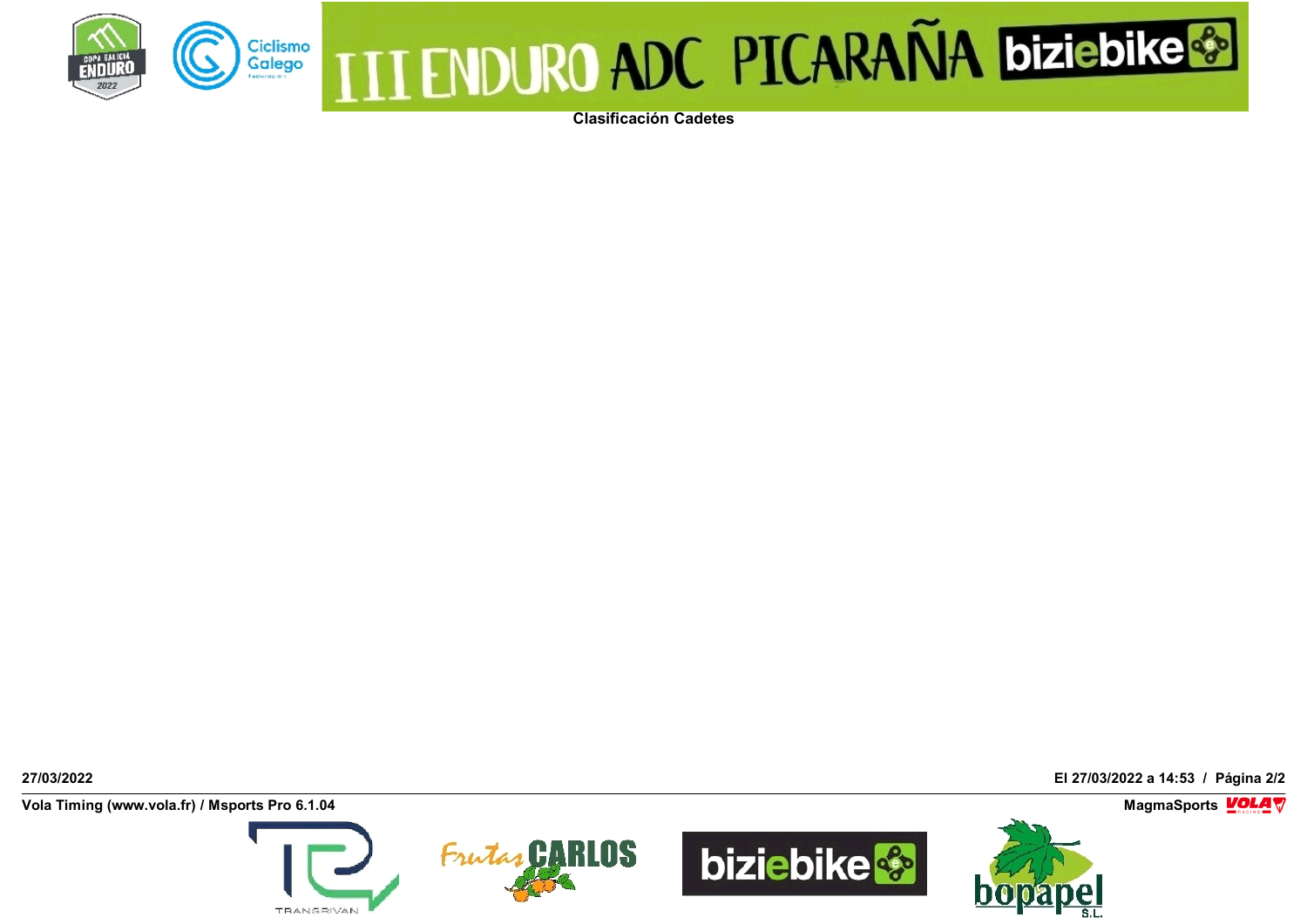Clasificación Cadetes